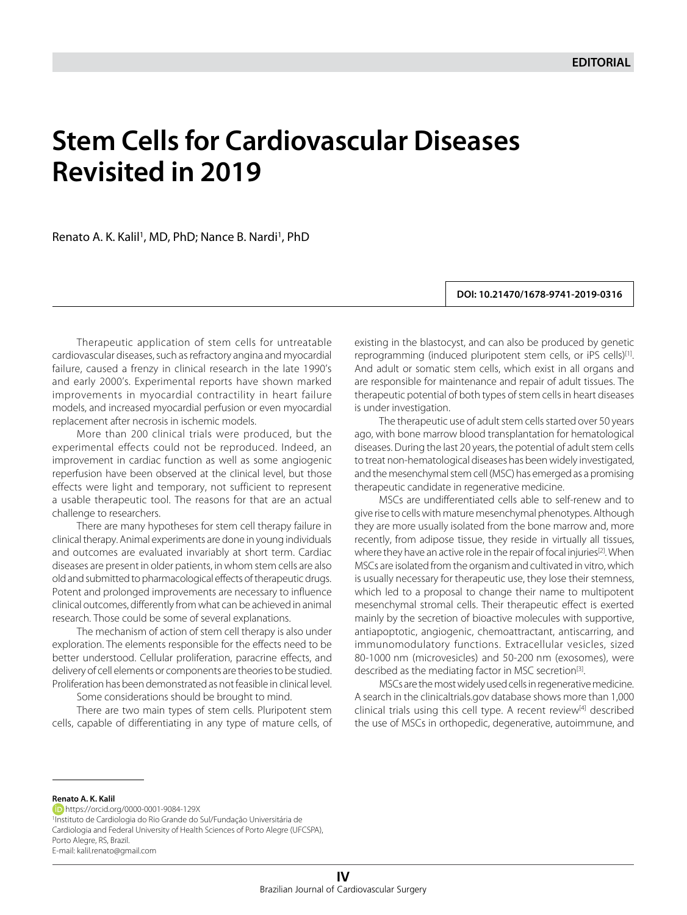EDITORIAL

# Stem Cells for Cardiovascular Diseases Revisited in 2019

Renato A. K. Kalil[1], MD, PhD; Nance B. Nardi[1], PhD

DOI: 10.21470/1678-9741-2019-0316

Therapeutic application of stem cells for untreatable cardiovascular diseases, such as refractory angina and myocardial failure, caused a frenzy in clinical research in the late 1990's and early 2000's. Experimental reports have shown marked improvements in myocardial contractility in heart failure models, and increased myocardial perfusion or even myocardial replacement after necrosis in ischemic models.

More than 200 clinical trials were produced, but the experimental effects could not be reproduced. Indeed, an improvement in cardiac function as well as some angiogenic reperfusion have been observed at the clinical level, but those effects were light and temporary, not sufficient to represent a usable therapeutic tool. The reasons for that are an actual challenge to researchers.

There are many hypotheses for stem cell therapy failure in clinical therapy. Animal experiments are done in young individuals and outcomes are evaluated invariably at short term. Cardiac diseases are present in older patients, in whom stem cells are also old and submitted to pharmacological effects of therapeutic drugs. Potent and prolonged improvements are necessary to influence clinical outcomes, differently from what can be achieved in animal research. Those could be some of several explanations.

The mechanism of action of stem cell therapy is also under exploration. The elements responsible for the effects need to be better understood. Cellular proliferation, paracrine effects, and delivery of cell elements or components are theories to be studied. Proliferation has been demonstrated as not feasible in clinical level.

Some considerations should be brought to mind.

There are two main types of stem cells. Pluripotent stem cells, capable of differentiating in any type of mature cells, of existing in the blastocyst, and can also be produced by genetic reprogramming (induced pluripotent stem cells, or iPS cells)[1]. And adult or somatic stem cells, which exist in all organs and are responsible for maintenance and repair of adult tissues. The therapeutic potential of both types of stem cells in heart diseases is under investigation.

The therapeutic use of adult stem cells started over 50 years ago, with bone marrow blood transplantation for hematological diseases. During the last 20 years, the potential of adult stem cells to treat non-hematological diseases has been widely investigated, and the mesenchymal stem cell (MSC) has emerged as a promising therapeutic candidate in regenerative medicine.

MSCs are undifferentiated cells able to self-renew and to give rise to cells with mature mesenchymal phenotypes. Although they are more usually isolated from the bone marrow and, more recently, from adipose tissue, they reside in virtually all tissues, where they have an active role in the repair of focal injuries[2]. When MSCs are isolated from the organism and cultivated in vitro, which is usually necessary for therapeutic use, they lose their stemness, which led to a proposal to change their name to multipotent mesenchymal stromal cells. Their therapeutic effect is exerted mainly by the secretion of bioactive molecules with supportive, antiapoptotic, angiogenic, chemoattractant, antiscarring, and immunomodulatory functions. Extracellular vesicles, sized 80-1000 nm (microvesicles) and 50-200 nm (exosomes), were described as the mediating factor in MSC secretion[3].

MSCs are the most widely used cells in regenerative medicine. A search in the clinicaltrials.gov database shows more than 1,000 clinical trials using this cell type. A recent review[4] described the use of MSCs in orthopedic, degenerative, autoimmune, and

---

**Renato A. K. Kalil**
https://orcid.org/0000-0001-9084-129X
[1]Instituto de Cardiologia do Rio Grande do Sul/Fundação Universitária de Cardiologia and Federal University of Health Sciences of Porto Alegre (UFCSPA), Porto Alegre, RS, Brazil.
E-mail: kalil.renato@gmail.com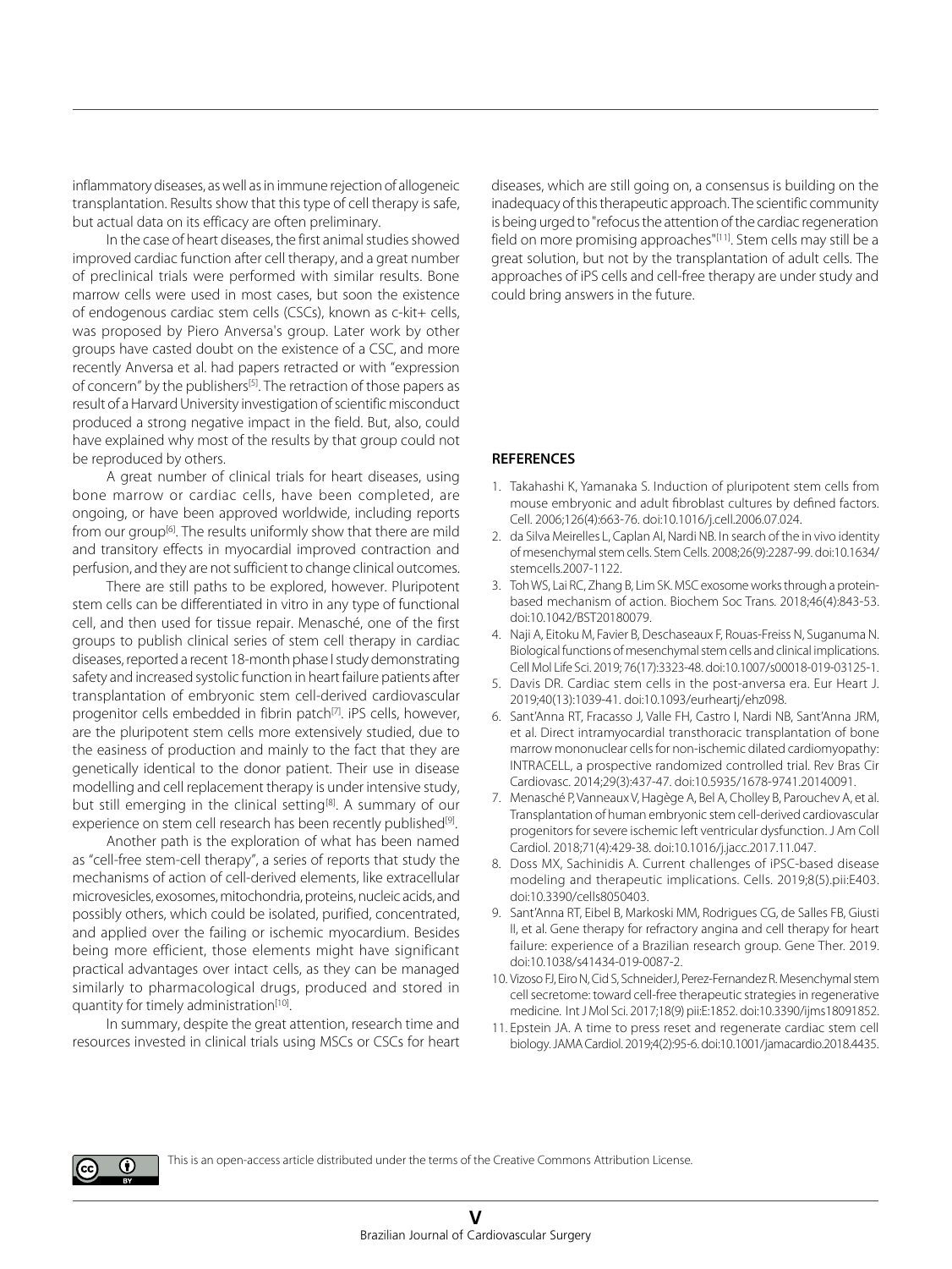inflammatory diseases, as well as in immune rejection of allogeneic transplantation. Results show that this type of cell therapy is safe, but actual data on its efficacy are often preliminary.

In the case of heart diseases, the first animal studies showed improved cardiac function after cell therapy, and a great number of preclinical trials were performed with similar results. Bone marrow cells were used in most cases, but soon the existence of endogenous cardiac stem cells (CSCs), known as c-kit+ cells, was proposed by Piero Anversa's group. Later work by other groups have casted doubt on the existence of a CSC, and more recently Anversa et al. had papers retracted or with "expression of concern" by the publishers[5]. The retraction of those papers as result of a Harvard University investigation of scientific misconduct produced a strong negative impact in the field. But, also, could have explained why most of the results by that group could not be reproduced by others.

A great number of clinical trials for heart diseases, using bone marrow or cardiac cells, have been completed, are ongoing, or have been approved worldwide, including reports from our group[6]. The results uniformly show that there are mild and transitory effects in myocardial improved contraction and perfusion, and they are not sufficient to change clinical outcomes.

There are still paths to be explored, however. Pluripotent stem cells can be differentiated in vitro in any type of functional cell, and then used for tissue repair. Menasché, one of the first groups to publish clinical series of stem cell therapy in cardiac diseases, reported a recent 18-month phase I study demonstrating safety and increased systolic function in heart failure patients after transplantation of embryonic stem cell-derived cardiovascular progenitor cells embedded in fibrin patch[7]. iPS cells, however, are the pluripotent stem cells more extensively studied, due to the easiness of production and mainly to the fact that they are genetically identical to the donor patient. Their use in disease modelling and cell replacement therapy is under intensive study, but still emerging in the clinical setting[8]. A summary of our experience on stem cell research has been recently published[9].

Another path is the exploration of what has been named as "cell-free stem-cell therapy", a series of reports that study the mechanisms of action of cell-derived elements, like extracellular microvesicles, exosomes, mitochondria, proteins, nucleic acids, and possibly others, which could be isolated, purified, concentrated, and applied over the failing or ischemic myocardium. Besides being more efficient, those elements might have significant practical advantages over intact cells, as they can be managed similarly to pharmacological drugs, produced and stored in quantity for timely administration[10].

In summary, despite the great attention, research time and resources invested in clinical trials using MSCs or CSCs for heart diseases, which are still going on, a consensus is building on the inadequacy of this therapeutic approach. The scientific community is being urged to "refocus the attention of the cardiac regeneration field on more promising approaches"[11]. Stem cells may still be a great solution, but not by the transplantation of adult cells. The approaches of iPS cells and cell-free therapy are under study and could bring answers in the future.

## REFERENCES

1. Takahashi K, Yamanaka S. Induction of pluripotent stem cells from mouse embryonic and adult fibroblast cultures by defined factors. Cell. 2006;126(4):663-76. doi:10.1016/j.cell.2006.07.024.
2. da Silva Meirelles L, Caplan AI, Nardi NB. In search of the in vivo identity of mesenchymal stem cells. Stem Cells. 2008;26(9):2287-99. doi:10.1634/stemcells.2007-1122.
3. Toh WS, Lai RC, Zhang B, Lim SK. MSC exosome works through a protein-based mechanism of action. Biochem Soc Trans. 2018;46(4):843-53. doi:10.1042/BST20180079.
4. Naji A, Eitoku M, Favier B, Deschaseaux F, Rouas-Freiss N, Suganuma N. Biological functions of mesenchymal stem cells and clinical implications. Cell Mol Life Sci. 2019; 76(17):3323-48. doi:10.1007/s00018-019-03125-1.
5. Davis DR. Cardiac stem cells in the post-anversa era. Eur Heart J. 2019;40(13):1039-41. doi:10.1093/eurheartj/ehz098.
6. Sant'Anna RT, Fracasso J, Valle FH, Castro I, Nardi NB, Sant'Anna JRM, et al. Direct intramyocardial transthoracic transplantation of bone marrow mononuclear cells for non-ischemic dilated cardiomyopathy: INTRACELL, a prospective randomized controlled trial. Rev Bras Cir Cardiovasc. 2014;29(3):437-47. doi:10.5935/1678-9741.20140091.
7. Menasché P, Vanneaux V, Hagège A, Bel A, Cholley B, Parouchev A, et al. Transplantation of human embryonic stem cell-derived cardiovascular progenitors for severe ischemic left ventricular dysfunction. J Am Coll Cardiol. 2018;71(4):429-38. doi:10.1016/j.jacc.2017.11.047.
8. Doss MX, Sachinidis A. Current challenges of iPSC-based disease modeling and therapeutic implications. Cells. 2019;8(5).pii:E403. doi:10.3390/cells8050403.
9. Sant'Anna RT, Eibel B, Markoski MM, Rodrigues CG, de Salles FB, Giusti II, et al. Gene therapy for refractory angina and cell therapy for heart failure: experience of a Brazilian research group. Gene Ther. 2019. doi:10.1038/s41434-019-0087-2.
10. Vizoso FJ, Eiro N, Cid S, Schneider J, Perez-Fernandez R. Mesenchymal stem cell secretome: toward cell-free therapeutic strategies in regenerative medicine. Int J Mol Sci. 2017;18(9) pii:E:1852. doi:10.3390/ijms18091852.
11. Epstein JA. A time to press reset and regenerate cardiac stem cell biology. JAMA Cardiol. 2019;4(2):95-6. doi:10.1001/jamacardio.2018.4435.

This is an open-access article distributed under the terms of the Creative Commons Attribution License.